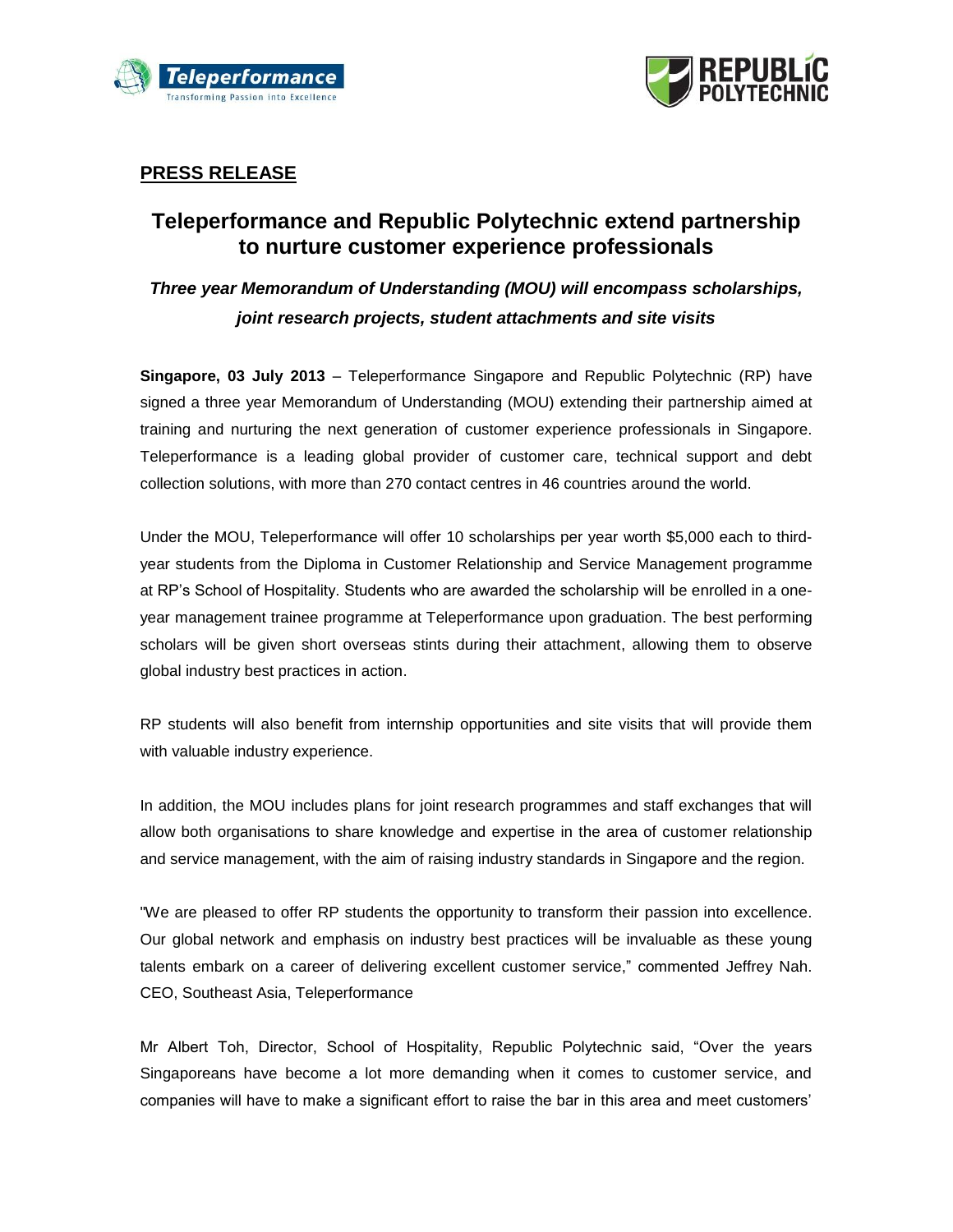**PRESS RELEASE**

# Teleperformance and Republic Polytechnic extend partnership to nurture customer experience professionals

***Three year Memorandum of Understanding (MOU) will encompass scholarships, joint research projects, student attachments and site visits***

**Singapore, 03 July 2013** – Teleperformance Singapore and Republic Polytechnic (RP) have signed a three year Memorandum of Understanding (MOU) extending their partnership aimed at training and nurturing the next generation of customer experience professionals in Singapore. Teleperformance is a leading global provider of customer care, technical support and debt collection solutions, with more than 270 contact centres in 46 countries around the world.

Under the MOU, Teleperformance will offer 10 scholarships per year worth $5,000 each to third-year students from the Diploma in Customer Relationship and Service Management programme at RP's School of Hospitality. Students who are awarded the scholarship will be enrolled in a one-year management trainee programme at Teleperformance upon graduation. The best performing scholars will be given short overseas stints during their attachment, allowing them to observe global industry best practices in action.

RP students will also benefit from internship opportunities and site visits that will provide them with valuable industry experience.

In addition, the MOU includes plans for joint research programmes and staff exchanges that will allow both organisations to share knowledge and expertise in the area of customer relationship and service management, with the aim of raising industry standards in Singapore and the region.

"We are pleased to offer RP students the opportunity to transform their passion into excellence. Our global network and emphasis on industry best practices will be invaluable as these young talents embark on a career of delivering excellent customer service," commented Jeffrey Nah. CEO, Southeast Asia, Teleperformance

Mr Albert Toh, Director, School of Hospitality, Republic Polytechnic said, "Over the years Singaporeans have become a lot more demanding when it comes to customer service, and companies will have to make a significant effort to raise the bar in this area and meet customers'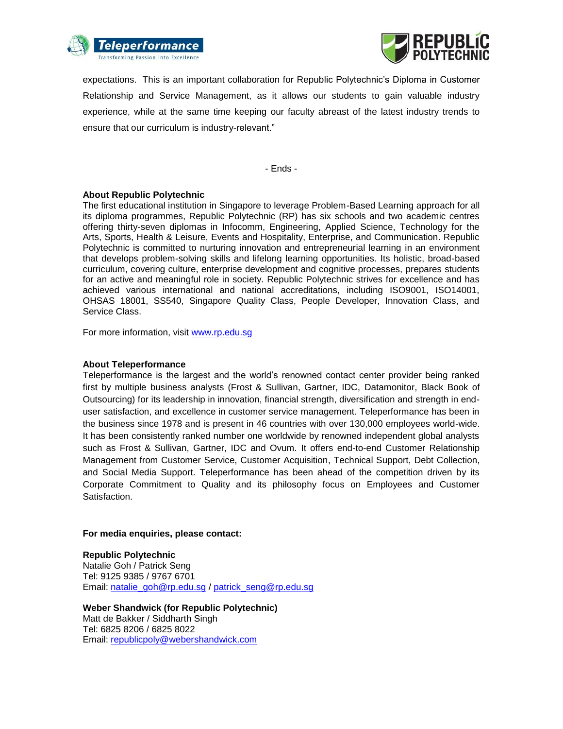expectations. This is an important collaboration for Republic Polytechnic's Diploma in Customer Relationship and Service Management, as it allows our students to gain valuable industry experience, while at the same time keeping our faculty abreast of the latest industry trends to ensure that our curriculum is industry-relevant."

- Ends -

**About Republic Polytechnic**

The first educational institution in Singapore to leverage Problem-Based Learning approach for all its diploma programmes, Republic Polytechnic (RP) has six schools and two academic centres offering thirty-seven diplomas in Infocomm, Engineering, Applied Science, Technology for the Arts, Sports, Health & Leisure, Events and Hospitality, Enterprise, and Communication. Republic Polytechnic is committed to nurturing innovation and entrepreneurial learning in an environment that develops problem-solving skills and lifelong learning opportunities. Its holistic, broad-based curriculum, covering culture, enterprise development and cognitive processes, prepares students for an active and meaningful role in society. Republic Polytechnic strives for excellence and has achieved various international and national accreditations, including ISO9001, ISO14001, OHSAS 18001, SS540, Singapore Quality Class, People Developer, Innovation Class, and Service Class.

For more information, visit [www.rp.edu.sg](http://www.rp.edu.sg)

**About Teleperformance**

Teleperformance is the largest and the world's renowned contact center provider being ranked first by multiple business analysts (Frost & Sullivan, Gartner, IDC, Datamonitor, Black Book of Outsourcing) for its leadership in innovation, financial strength, diversification and strength in end-user satisfaction, and excellence in customer service management. Teleperformance has been in the business since 1978 and is present in 46 countries with over 130,000 employees world-wide. It has been consistently ranked number one worldwide by renowned independent global analysts such as Frost & Sullivan, Gartner, IDC and Ovum. It offers end-to-end Customer Relationship Management from Customer Service, Customer Acquisition, Technical Support, Debt Collection, and Social Media Support. Teleperformance has been ahead of the competition driven by its Corporate Commitment to Quality and its philosophy focus on Employees and Customer Satisfaction.

**For media enquiries, please contact:**

**Republic Polytechnic**
Natalie Goh / Patrick Seng
Tel: 9125 9385 / 9767 6701
Email: natalie_goh@rp.edu.sg / patrick_seng@rp.edu.sg

**Weber Shandwick (for Republic Polytechnic)**
Matt de Bakker / Siddharth Singh
Tel: 6825 8206 / 6825 8022
Email: republicpoly@webershandwick.com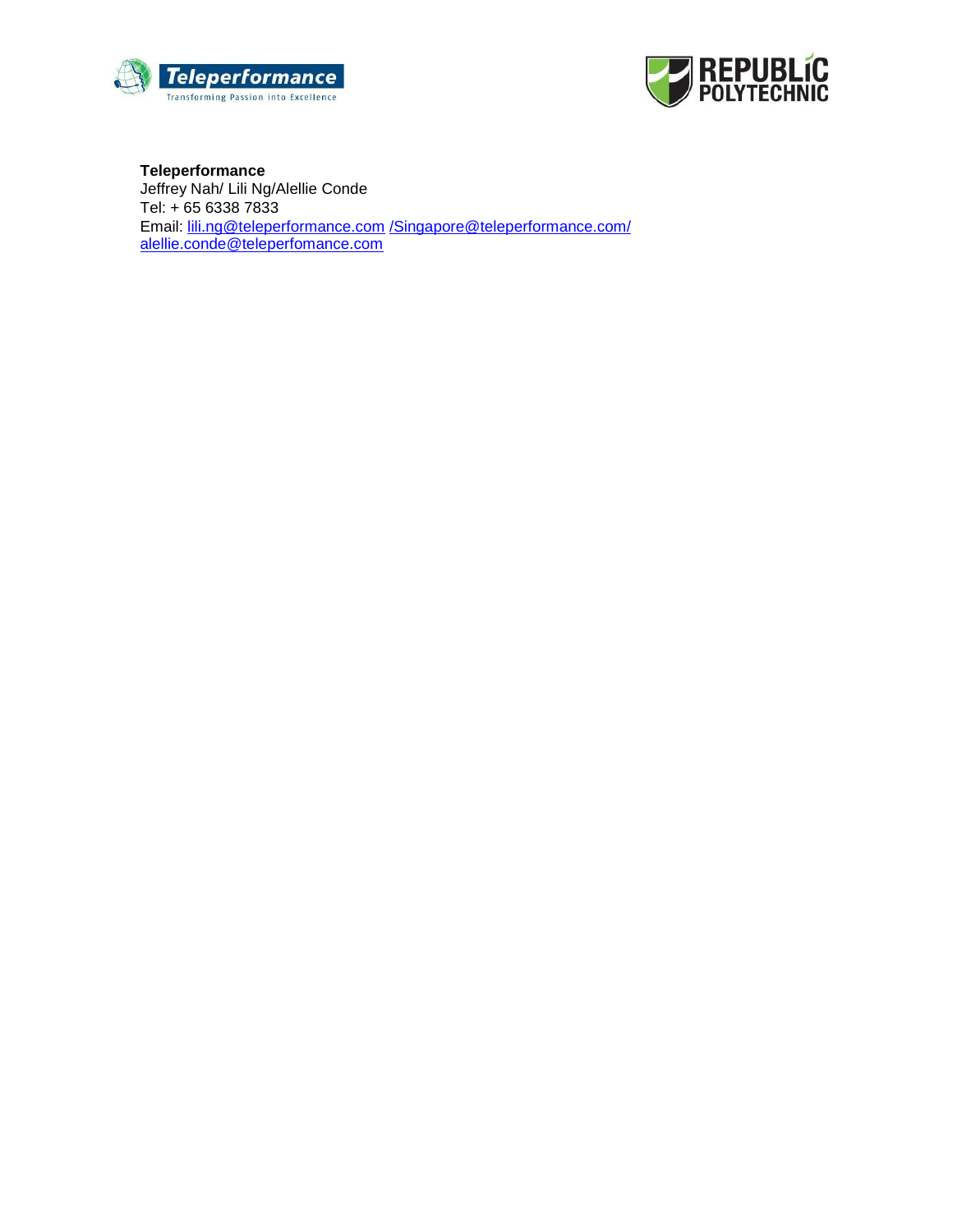**Teleperformance**
Jeffrey Nah/ Lili Ng/Alellie Conde
Tel: + 65 6338 7833
Email: lili.ng@teleperformance.com /Singapore@teleperformance.com/ alellie.conde@teleperfomance.com